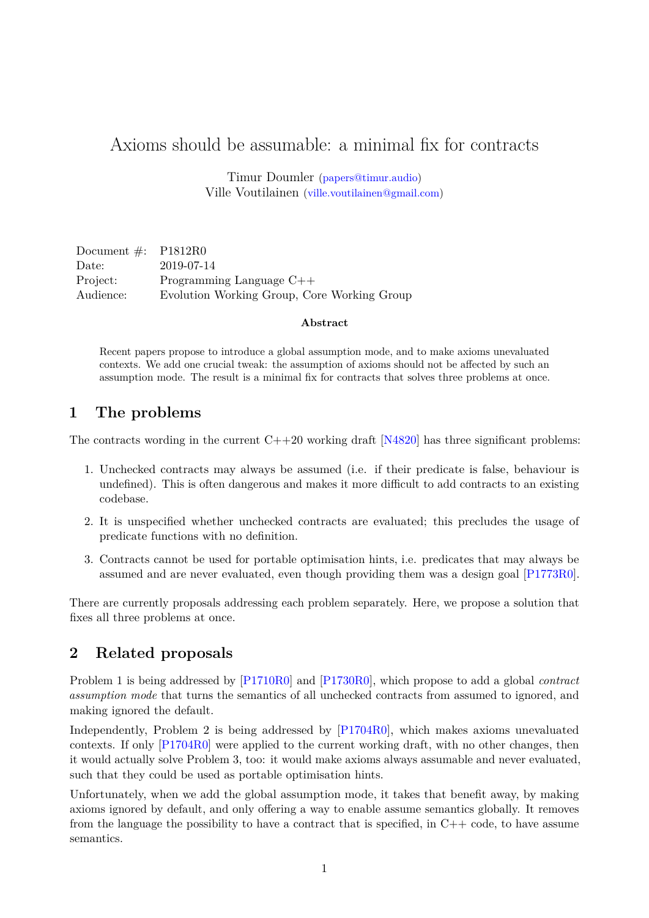# Axioms should be assumable: a minimal fix for contracts

Timur Doumler (papers@timur.audio)
Ville Voutilainen (ville.voutilainen@gmail.com)

| | |
|---|---|
| Document #: | P1812R0 |
| Date: | 2019-07-14 |
| Project: | Programming Language C++ |
| Audience: | Evolution Working Group, Core Working Group |

**Abstract**

Recent papers propose to introduce a global assumption mode, and to make axioms unevaluated contexts. We add one crucial tweak: the assumption of axioms should not be affected by such an assumption mode. The result is a minimal fix for contracts that solves three problems at once.

## 1 The problems

The contracts wording in the current C++20 working draft [N4820] has three significant problems:

1. Unchecked contracts may always be assumed (i.e. if their predicate is false, behaviour is undefined). This is often dangerous and makes it more difficult to add contracts to an existing codebase.
2. It is unspecified whether unchecked contracts are evaluated; this precludes the usage of predicate functions with no definition.
3. Contracts cannot be used for portable optimisation hints, i.e. predicates that may always be assumed and are never evaluated, even though providing them was a design goal [P1773R0].

There are currently proposals addressing each problem separately. Here, we propose a solution that fixes all three problems at once.

## 2 Related proposals

Problem 1 is being addressed by [P1710R0] and [P1730R0], which propose to add a global *contract assumption mode* that turns the semantics of all unchecked contracts from assumed to ignored, and making ignored the default.

Independently, Problem 2 is being addressed by [P1704R0], which makes axioms unevaluated contexts. If only [P1704R0] were applied to the current working draft, with no other changes, then it would actually solve Problem 3, too: it would make axioms always assumable and never evaluated, such that they could be used as portable optimisation hints.

Unfortunately, when we add the global assumption mode, it takes that benefit away, by making axioms ignored by default, and only offering a way to enable assume semantics globally. It removes from the language the possibility to have a contract that is specified, in C++ code, to have assume semantics.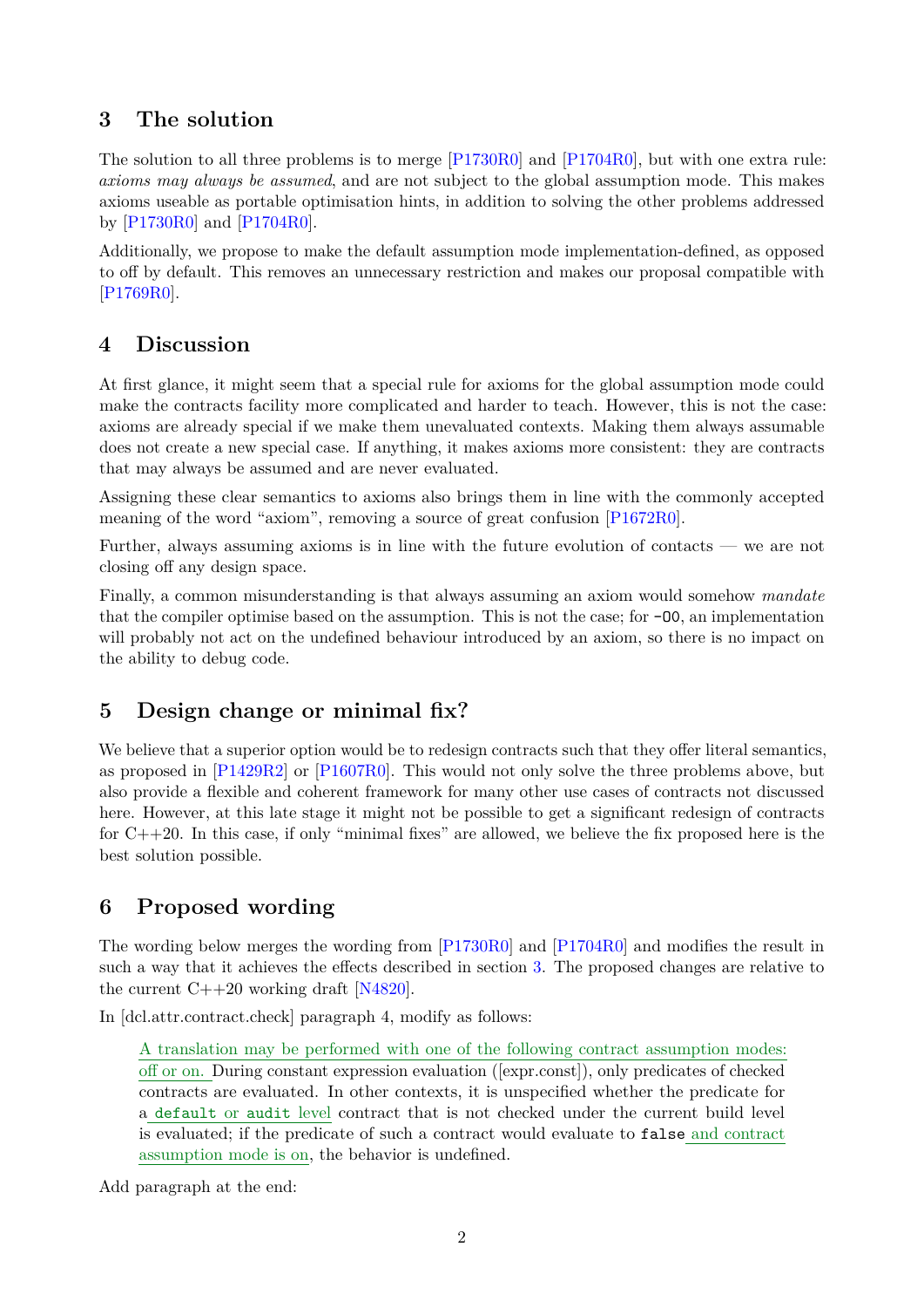## 3 The solution

The solution to all three problems is to merge [P1730R0] and [P1704R0], but with one extra rule: *axioms may always be assumed*, and are not subject to the global assumption mode. This makes axioms useable as portable optimisation hints, in addition to solving the other problems addressed by [P1730R0] and [P1704R0].

Additionally, we propose to make the default assumption mode implementation-defined, as opposed to off by default. This removes an unnecessary restriction and makes our proposal compatible with [P1769R0].

## 4 Discussion

At first glance, it might seem that a special rule for axioms for the global assumption mode could make the contracts facility more complicated and harder to teach. However, this is not the case: axioms are already special if we make them unevaluated contexts. Making them always assumable does not create a new special case. If anything, it makes axioms more consistent: they are contracts that may always be assumed and are never evaluated.

Assigning these clear semantics to axioms also brings them in line with the commonly accepted meaning of the word "axiom", removing a source of great confusion [P1672R0].

Further, always assuming axioms is in line with the future evolution of contacts — we are not closing off any design space.

Finally, a common misunderstanding is that always assuming an axiom would somehow *mandate* that the compiler optimise based on the assumption. This is not the case; for `-O0`, an implementation will probably not act on the undefined behaviour introduced by an axiom, so there is no impact on the ability to debug code.

## 5 Design change or minimal fix?

We believe that a superior option would be to redesign contracts such that they offer literal semantics, as proposed in [P1429R2] or [P1607R0]. This would not only solve the three problems above, but also provide a flexible and coherent framework for many other use cases of contracts not discussed here. However, at this late stage it might not be possible to get a significant redesign of contracts for C++20. In this case, if only "minimal fixes" are allowed, we believe the fix proposed here is the best solution possible.

## 6 Proposed wording

The wording below merges the wording from [P1730R0] and [P1704R0] and modifies the result in such a way that it achieves the effects described in section 3. The proposed changes are relative to the current C++20 working draft [N4820].

In [dcl.attr.contract.check] paragraph 4, modify as follows:

> A translation may be performed with one of the following contract assumption modes: off or on. During constant expression evaluation ([expr.const]), only predicates of checked contracts are evaluated. In other contexts, it is unspecified whether the predicate for a `default` or `audit` level contract that is not checked under the current build level is evaluated; if the predicate of such a contract would evaluate to `false` and contract assumption mode is on, the behavior is undefined.

Add paragraph at the end: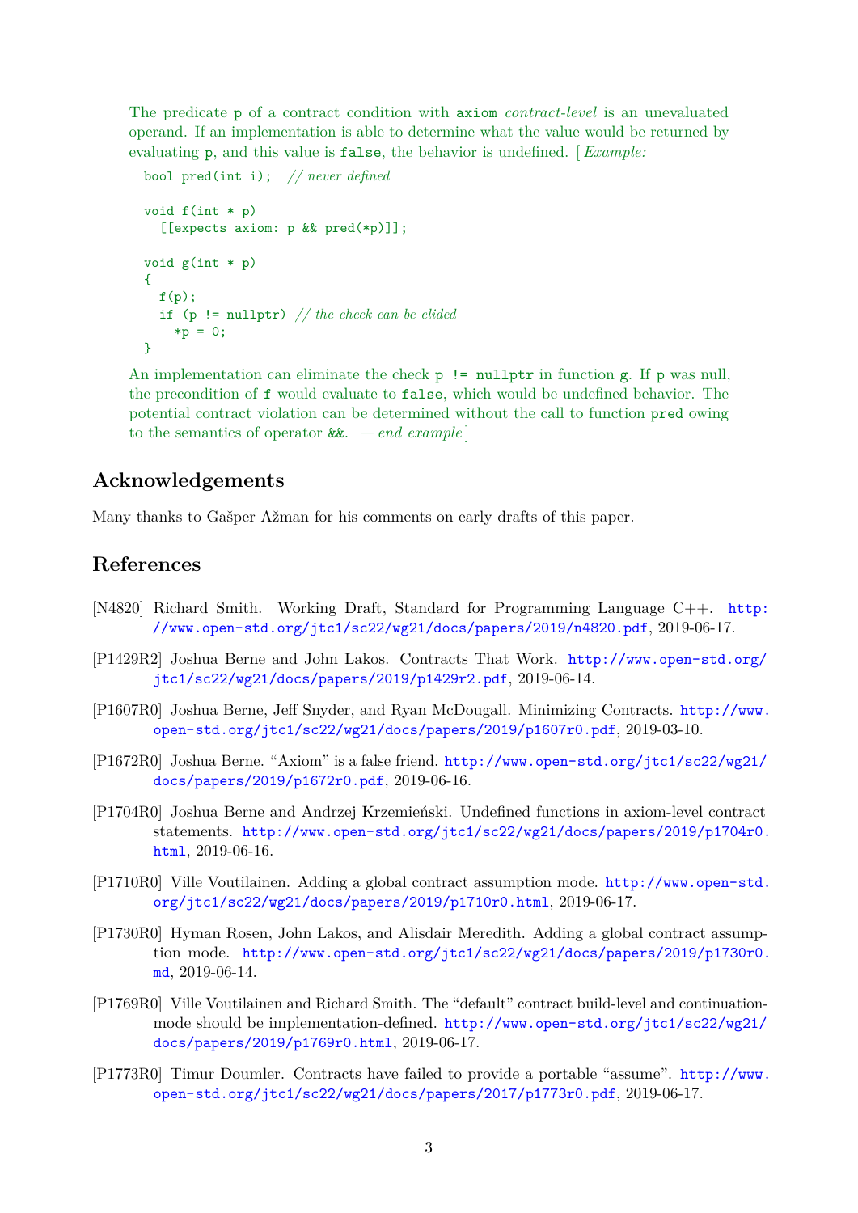The predicate `p` of a contract condition with `axiom` *contract-level* is an unevaluated operand. If an implementation is able to determine what the value would be returned by evaluating `p`, and this value is `false`, the behavior is undefined. [ *Example:*

```
bool pred(int i);  // never defined

void f(int * p)
  [[expects axiom: p && pred(*p)]];

void g(int * p)
{
  f(p);
  if (p != nullptr) // the check can be elided
    *p = 0;
}
```

An implementation can eliminate the check `p != nullptr` in function `g`. If `p` was null, the precondition of `f` would evaluate to `false`, which would be undefined behavior. The potential contract violation can be determined without the call to function `pred` owing to the semantics of operator `&&`. — *end example* ]

## Acknowledgements

Many thanks to Gašper Ažman for his comments on early drafts of this paper.

## References

[N4820] Richard Smith. Working Draft, Standard for Programming Language C++. http://www.open-std.org/jtc1/sc22/wg21/docs/papers/2019/n4820.pdf, 2019-06-17.

[P1429R2] Joshua Berne and John Lakos. Contracts That Work. http://www.open-std.org/jtc1/sc22/wg21/docs/papers/2019/p1429r2.pdf, 2019-06-14.

[P1607R0] Joshua Berne, Jeff Snyder, and Ryan McDougall. Minimizing Contracts. http://www.open-std.org/jtc1/sc22/wg21/docs/papers/2019/p1607r0.pdf, 2019-03-10.

[P1672R0] Joshua Berne. "Axiom" is a false friend. http://www.open-std.org/jtc1/sc22/wg21/docs/papers/2019/p1672r0.pdf, 2019-06-16.

[P1704R0] Joshua Berne and Andrzej Krzemieński. Undefined functions in axiom-level contract statements. http://www.open-std.org/jtc1/sc22/wg21/docs/papers/2019/p1704r0.html, 2019-06-16.

[P1710R0] Ville Voutilainen. Adding a global contract assumption mode. http://www.open-std.org/jtc1/sc22/wg21/docs/papers/2019/p1710r0.html, 2019-06-17.

[P1730R0] Hyman Rosen, John Lakos, and Alisdair Meredith. Adding a global contract assumption mode. http://www.open-std.org/jtc1/sc22/wg21/docs/papers/2019/p1730r0.md, 2019-06-14.

[P1769R0] Ville Voutilainen and Richard Smith. The "default" contract build-level and continuation-mode should be implementation-defined. http://www.open-std.org/jtc1/sc22/wg21/docs/papers/2019/p1769r0.html, 2019-06-17.

[P1773R0] Timur Doumler. Contracts have failed to provide a portable "assume". http://www.open-std.org/jtc1/sc22/wg21/docs/papers/2017/p1773r0.pdf, 2019-06-17.